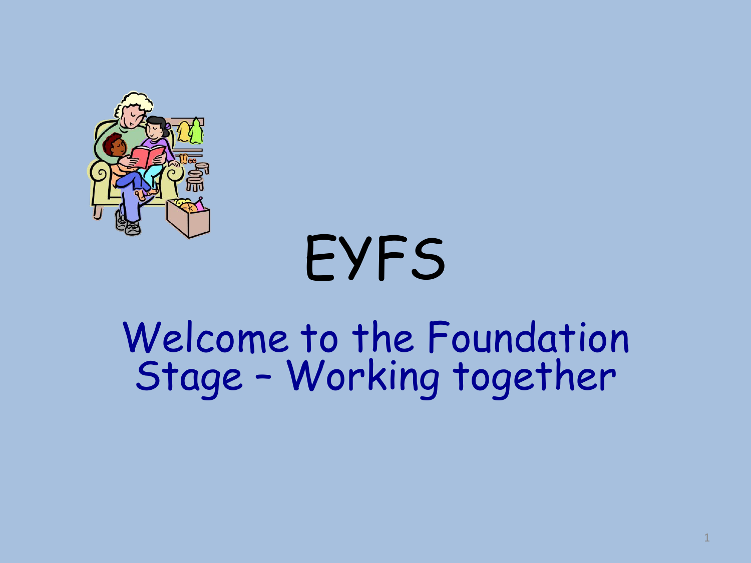# EYFS

## Welcome to the Foundation Stage – Working together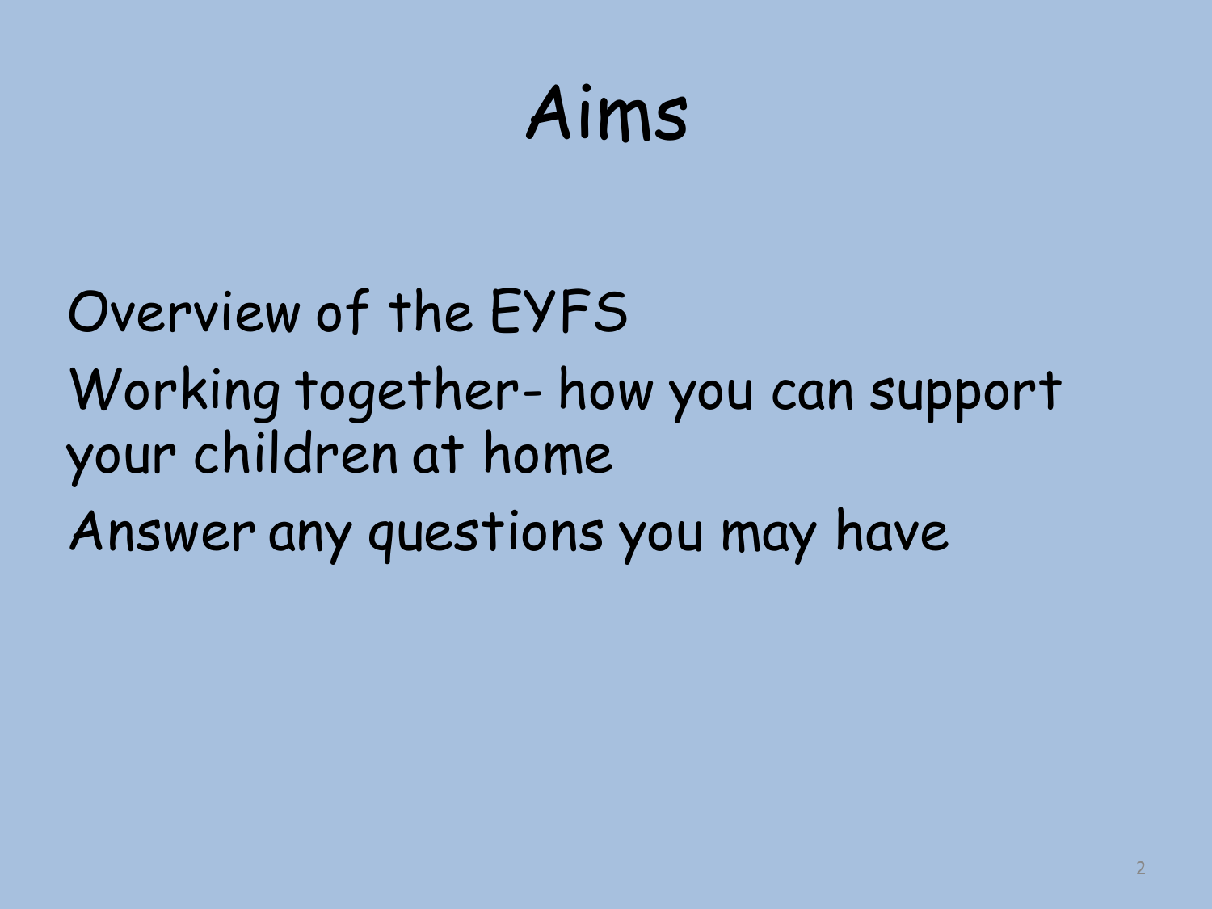# Aims

Overview of the EYFS

Working together- how you can support your children at home

Answer any questions you may have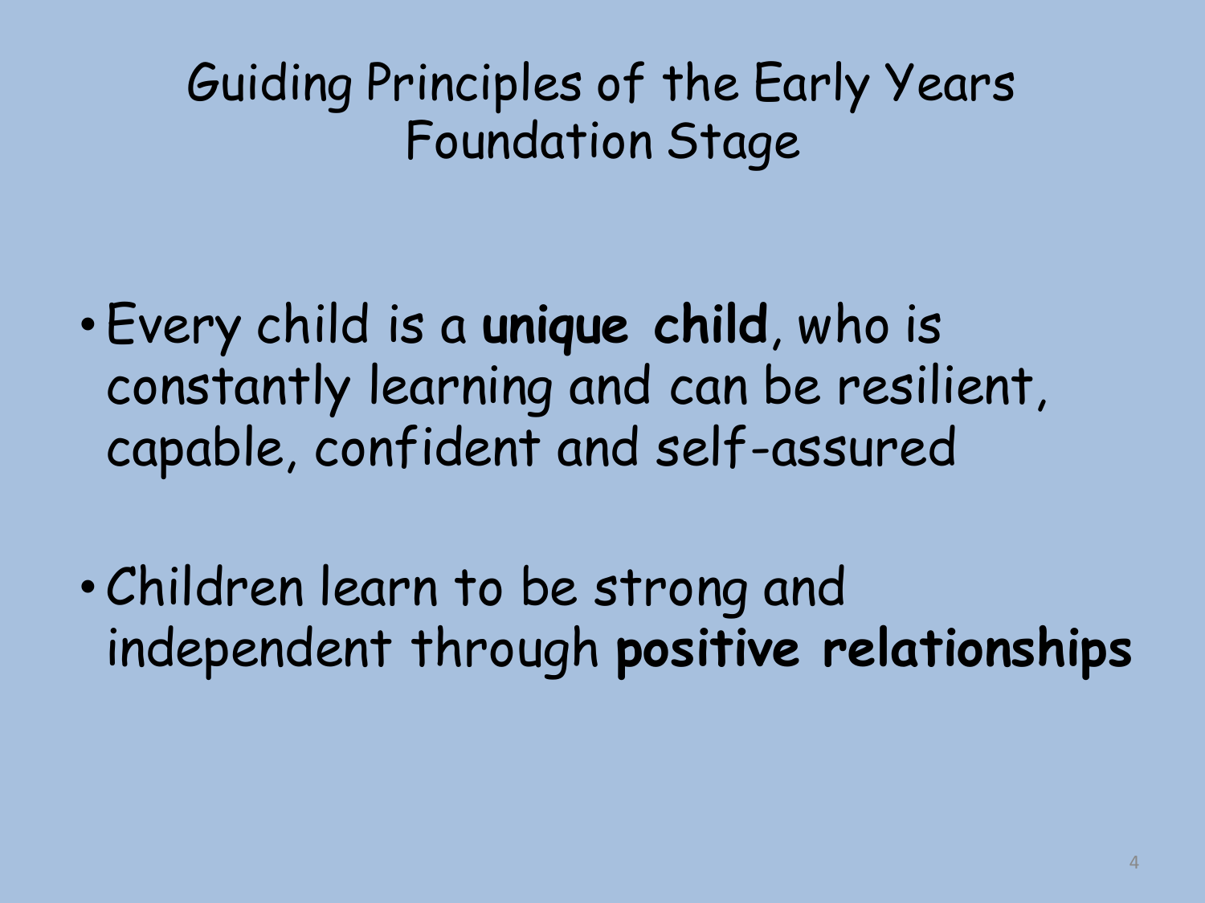# Guiding Principles of the Early Years Foundation Stage

- Every child is a **unique child**, who is constantly learning and can be resilient, capable, confident and self-assured

- Children learn to be strong and independent through **positive relationships**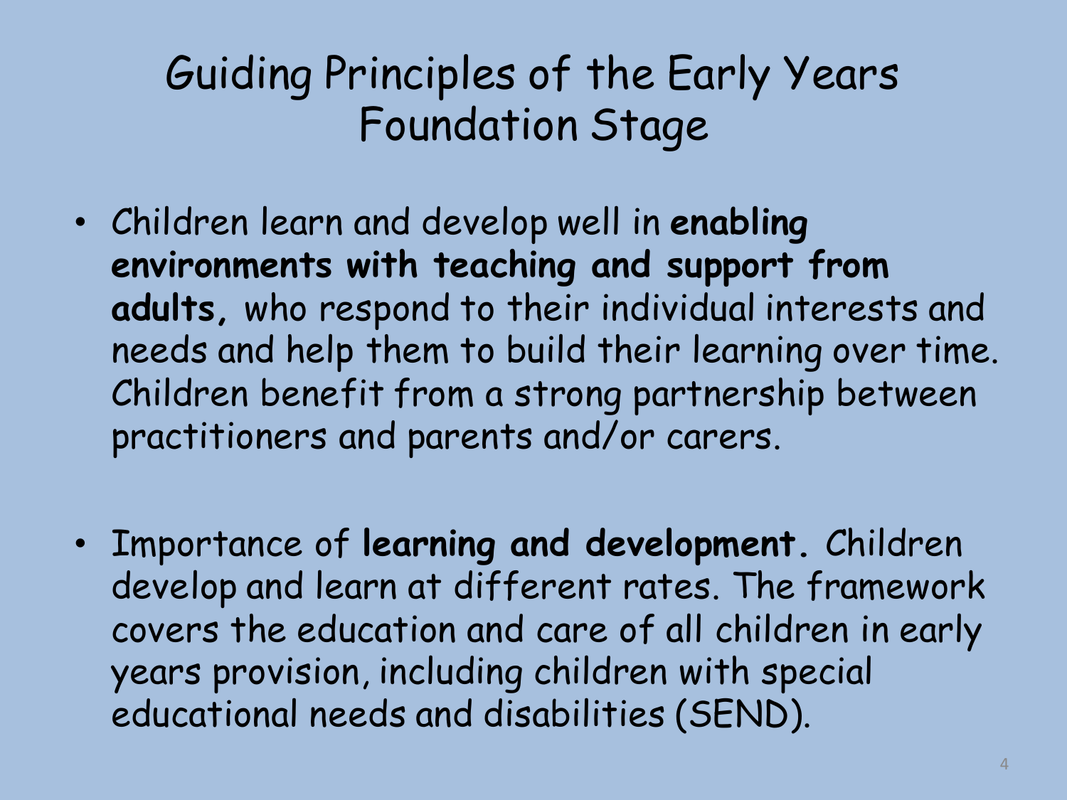# Guiding Principles of the Early Years Foundation Stage

- Children learn and develop well in **enabling environments with teaching and support from adults,** who respond to their individual interests and needs and help them to build their learning over time. Children benefit from a strong partnership between practitioners and parents and/or carers.

- Importance of **learning and development.** Children develop and learn at different rates. The framework covers the education and care of all children in early years provision, including children with special educational needs and disabilities (SEND).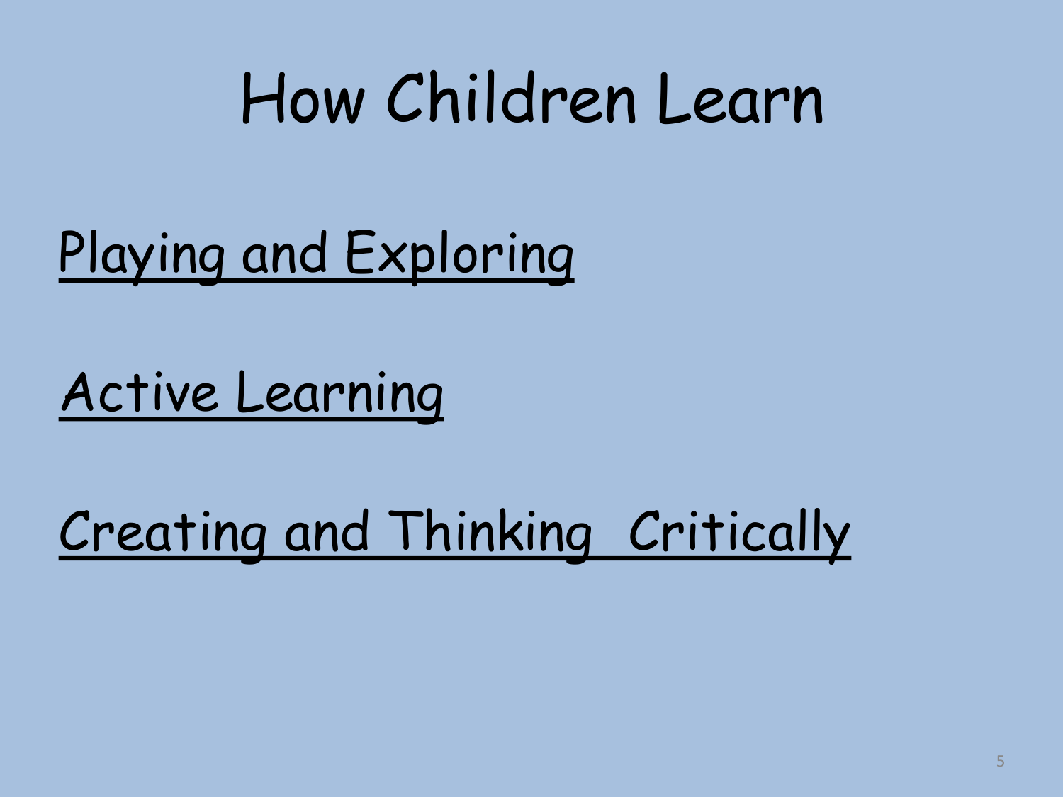# How Children Learn

<u>Playing and Exploring</u>

<u>Active Learning</u>

<u>Creating and Thinking Critically</u>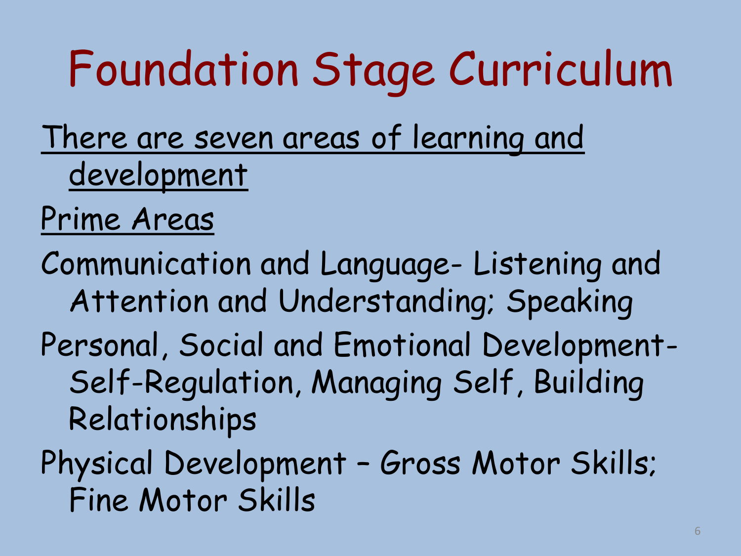# Foundation Stage Curriculum

<u>There are seven areas of learning and development</u>

<u>Prime Areas</u>

Communication and Language- Listening and Attention and Understanding; Speaking

Personal, Social and Emotional Development- Self-Regulation, Managing Self, Building Relationships

Physical Development – Gross Motor Skills; Fine Motor Skills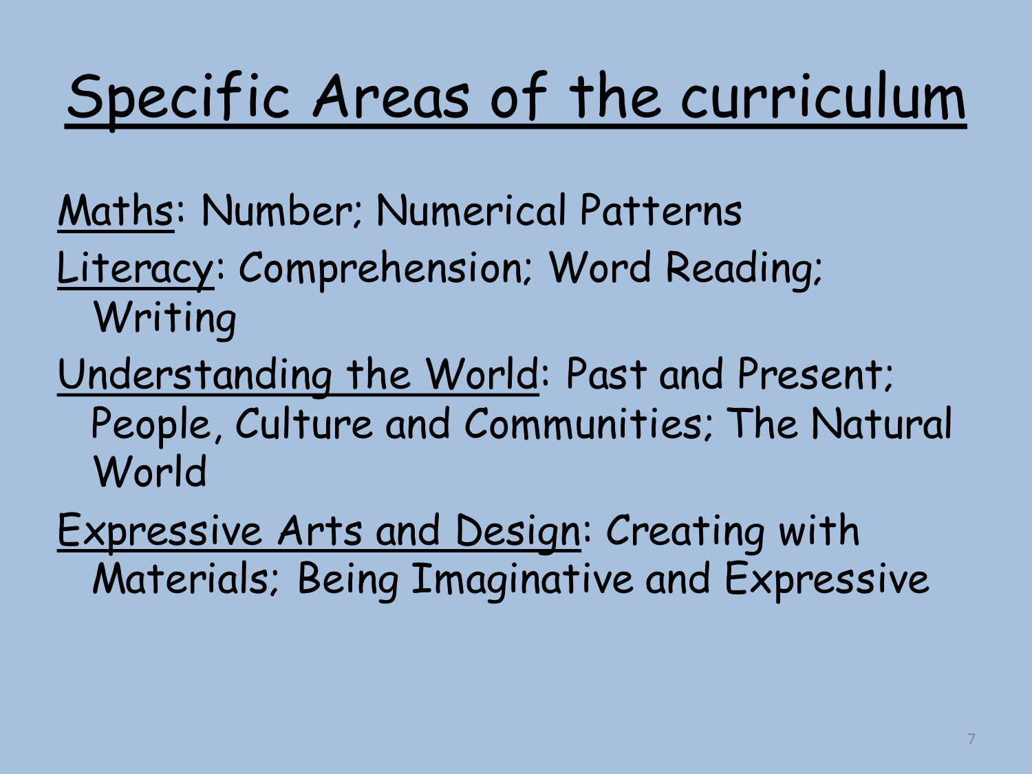# Specific Areas of the curriculum

Maths: Number; Numerical Patterns

Literacy: Comprehension; Word Reading; Writing

Understanding the World: Past and Present; People, Culture and Communities; The Natural World

Expressive Arts and Design: Creating with Materials; Being Imaginative and Expressive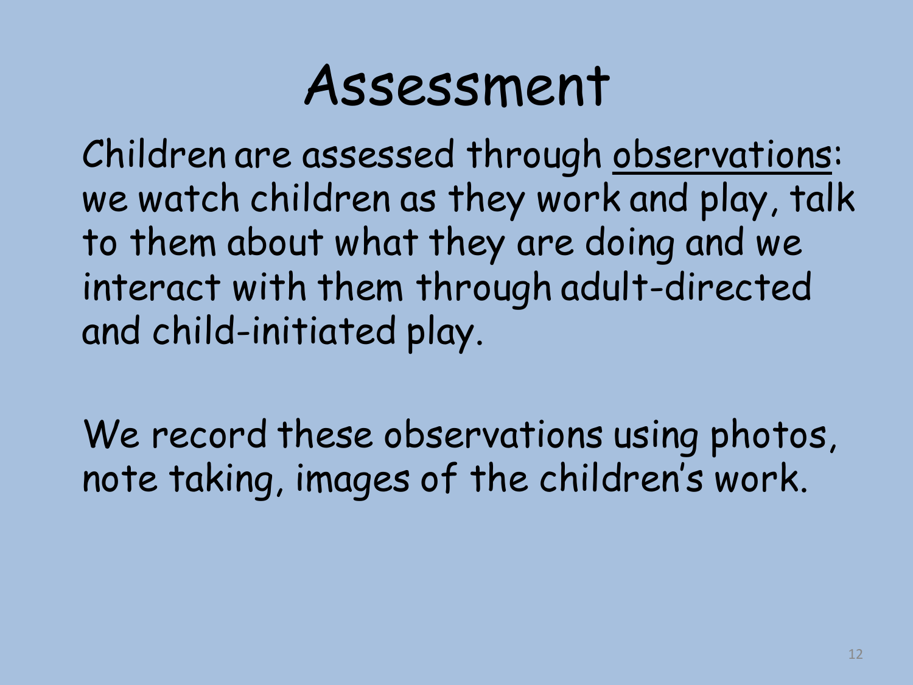# Assessment

Children are assessed through <u>observations</u>: we watch children as they work and play, talk to them about what they are doing and we interact with them through adult-directed and child-initiated play.

We record these observations using photos, note taking, images of the children's work.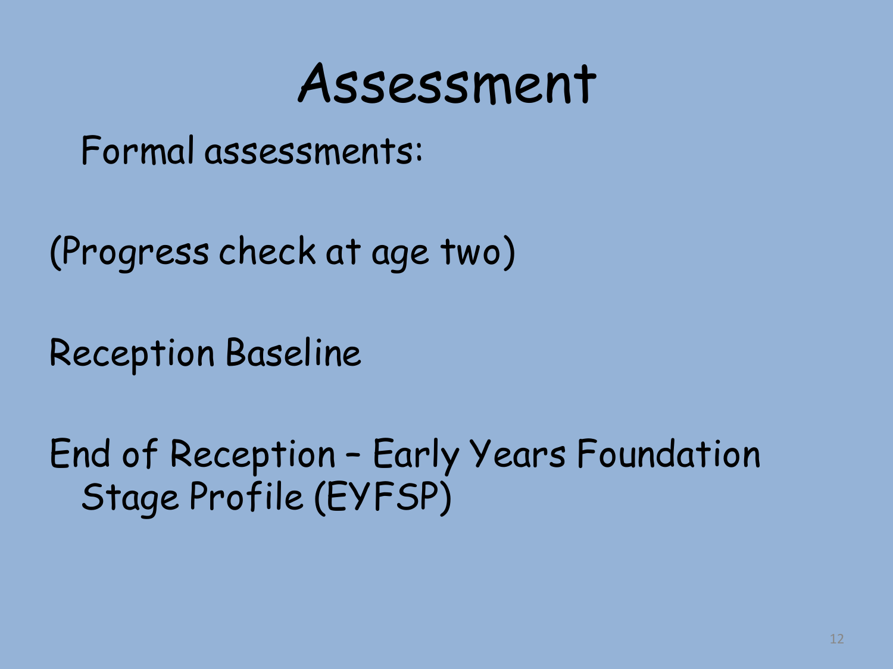# Assessment

Formal assessments:

(Progress check at age two)

Reception Baseline

End of Reception – Early Years Foundation Stage Profile (EYFSP)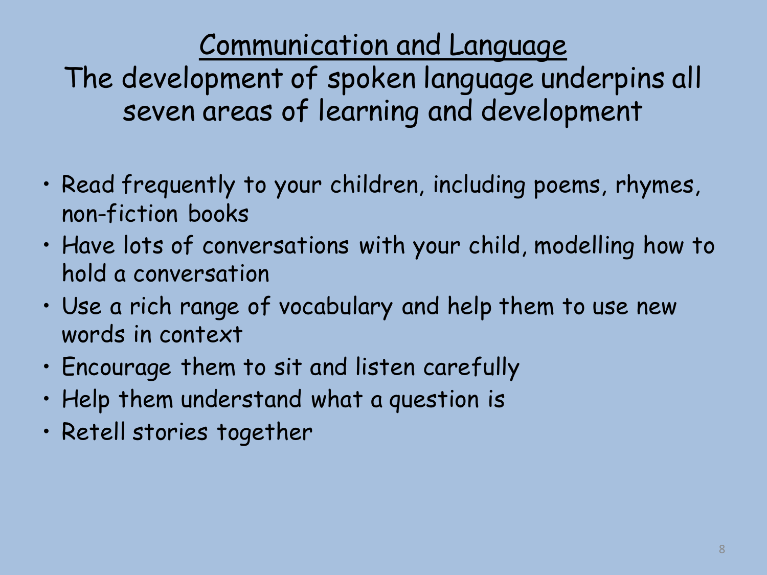# Communication and Language

## The development of spoken language underpins all seven areas of learning and development

- Read frequently to your children, including poems, rhymes, non-fiction books
- Have lots of conversations with your child, modelling how to hold a conversation
- Use a rich range of vocabulary and help them to use new words in context
- Encourage them to sit and listen carefully
- Help them understand what a question is
- Retell stories together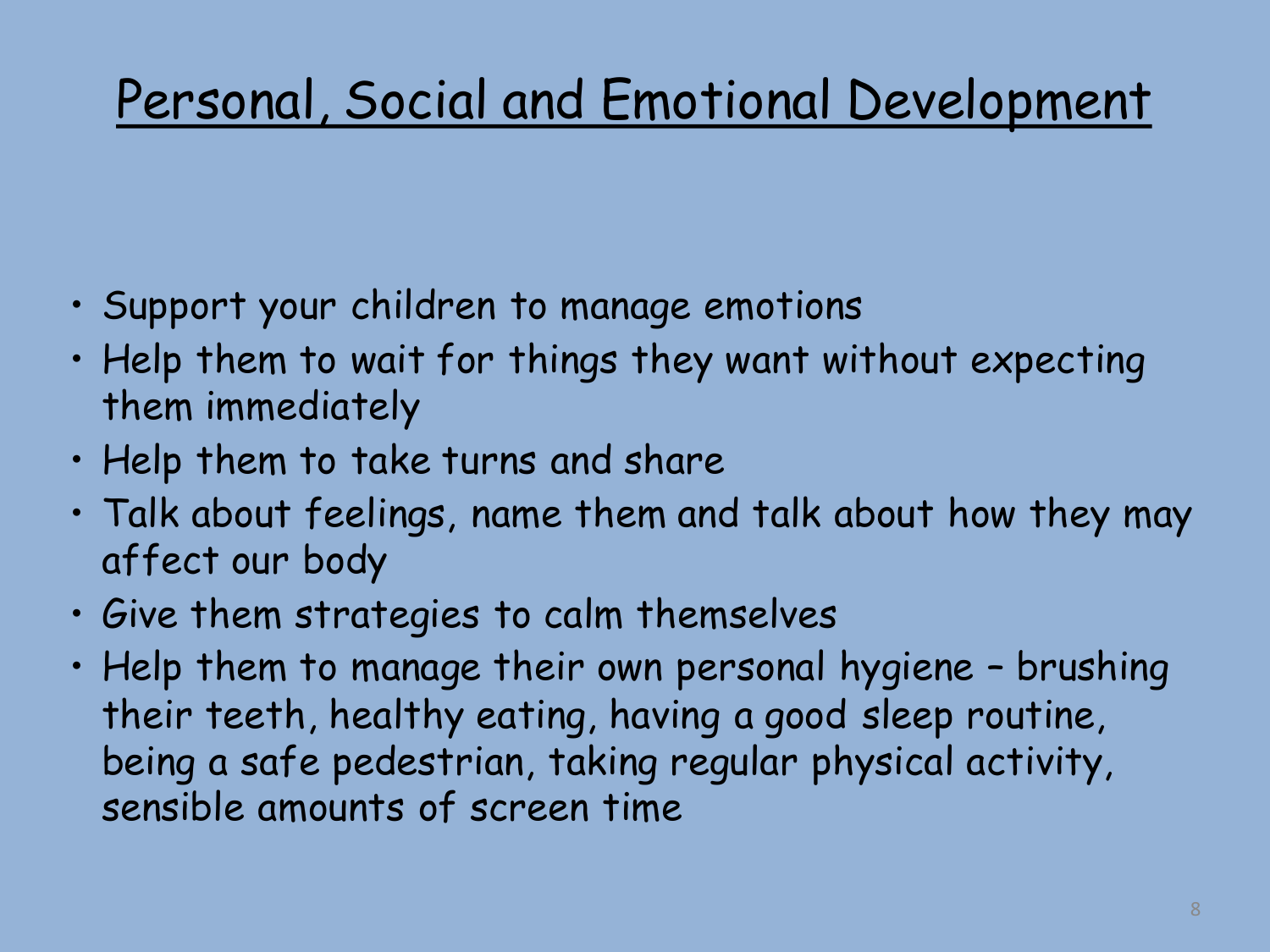# Personal, Social and Emotional Development

- Support your children to manage emotions
- Help them to wait for things they want without expecting them immediately
- Help them to take turns and share
- Talk about feelings, name them and talk about how they may affect our body
- Give them strategies to calm themselves
- Help them to manage their own personal hygiene – brushing their teeth, healthy eating, having a good sleep routine, being a safe pedestrian, taking regular physical activity, sensible amounts of screen time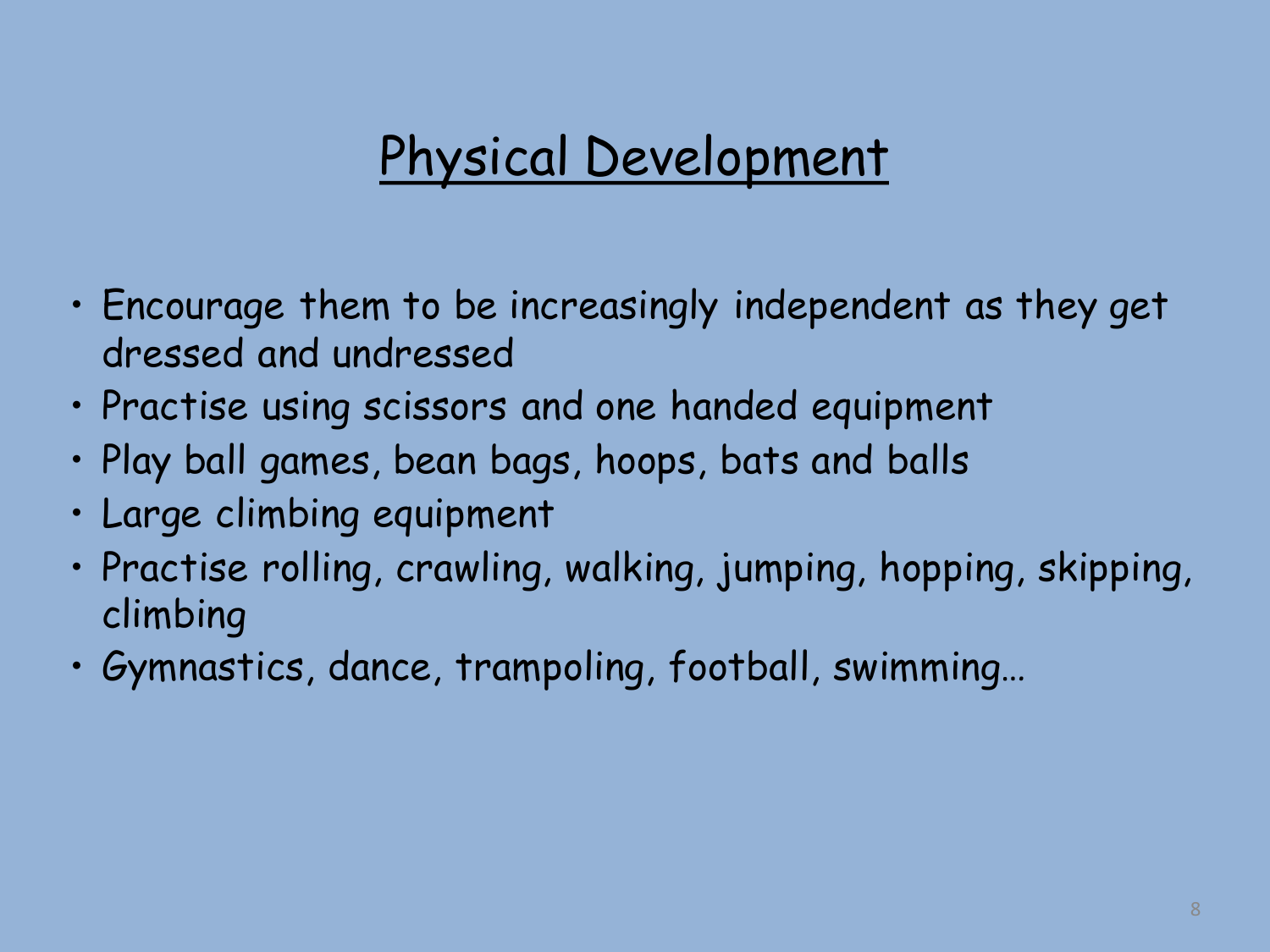# Physical Development

- Encourage them to be increasingly independent as they get dressed and undressed
- Practise using scissors and one handed equipment
- Play ball games, bean bags, hoops, bats and balls
- Large climbing equipment
- Practise rolling, crawling, walking, jumping, hopping, skipping, climbing
- Gymnastics, dance, trampoling, football, swimming…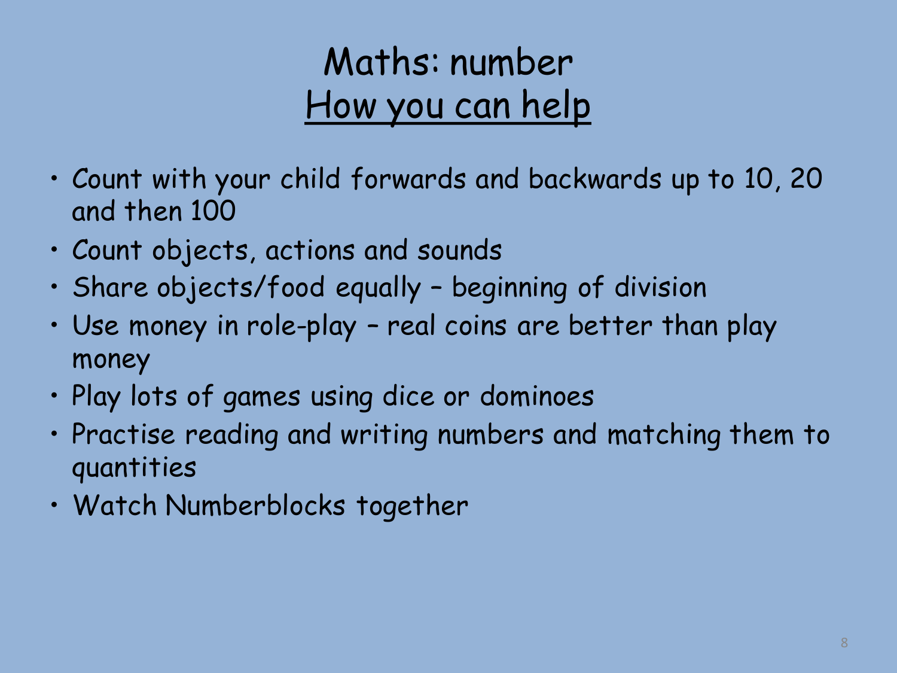# Maths: number

## How you can help

- Count with your child forwards and backwards up to 10, 20 and then 100
- Count objects, actions and sounds
- Share objects/food equally – beginning of division
- Use money in role-play – real coins are better than play money
- Play lots of games using dice or dominoes
- Practise reading and writing numbers and matching them to quantities
- Watch Numberblocks together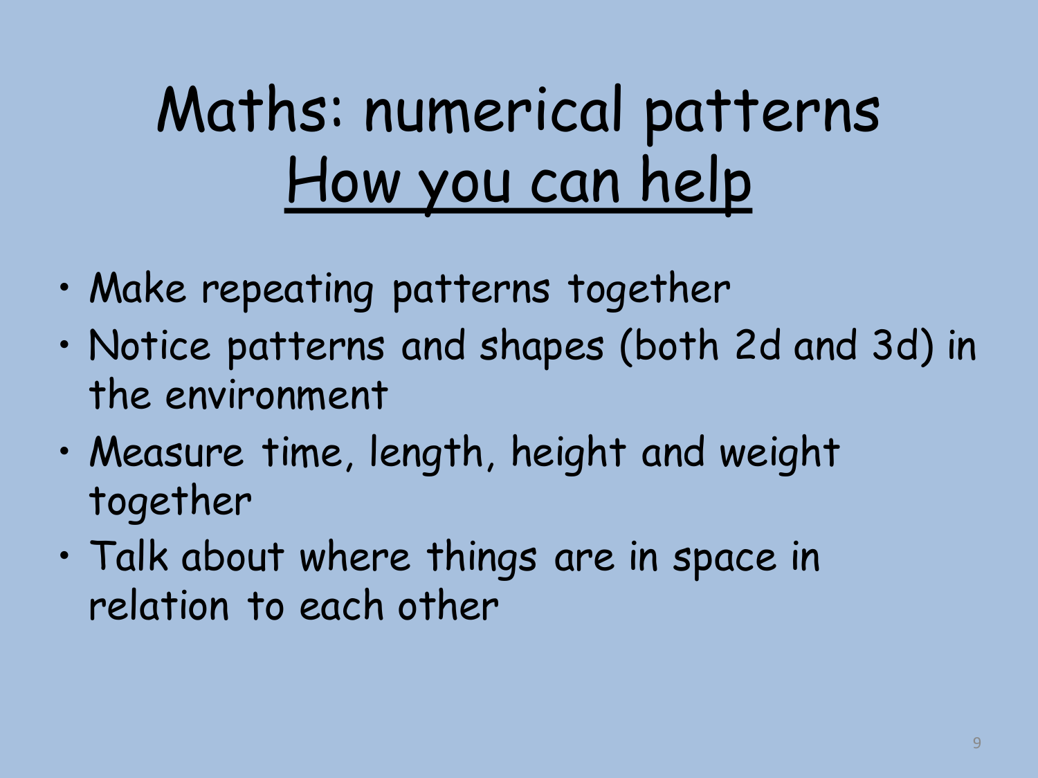# Maths: numerical patterns

## How you can help

- Make repeating patterns together
- Notice patterns and shapes (both 2d and 3d) in the environment
- Measure time, length, height and weight together
- Talk about where things are in space in relation to each other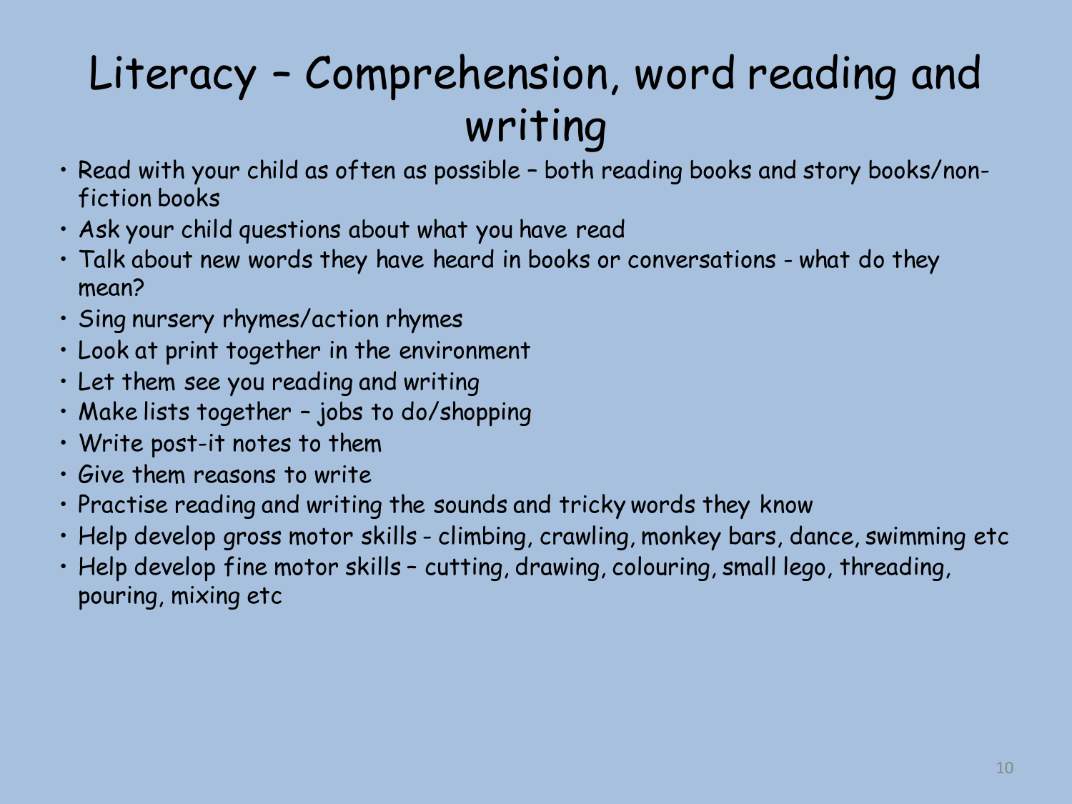# Literacy – Comprehension, word reading and writing

- Read with your child as often as possible – both reading books and story books/non-fiction books
- Ask your child questions about what you have read
- Talk about new words they have heard in books or conversations - what do they mean?
- Sing nursery rhymes/action rhymes
- Look at print together in the environment
- Let them see you reading and writing
- Make lists together – jobs to do/shopping
- Write post-it notes to them
- Give them reasons to write
- Practise reading and writing the sounds and tricky words they know
- Help develop gross motor skills - climbing, crawling, monkey bars, dance, swimming etc
- Help develop fine motor skills – cutting, drawing, colouring, small lego, threading, pouring, mixing etc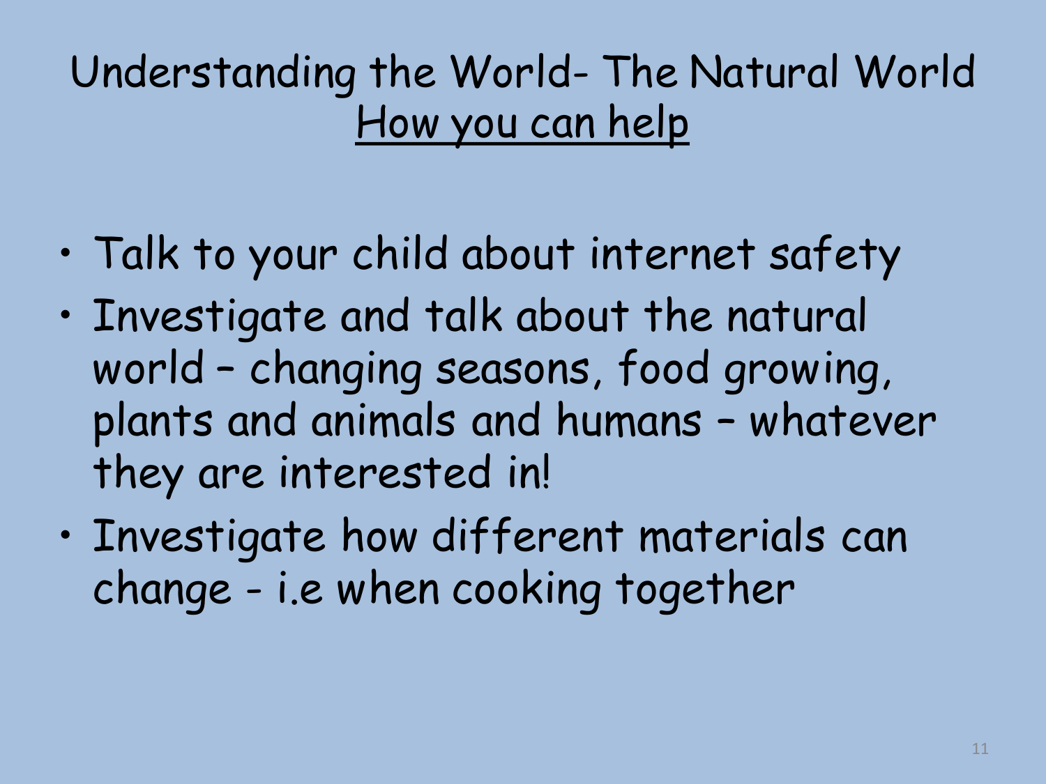# Understanding the World- The Natural World
## How you can help

- Talk to your child about internet safety
- Investigate and talk about the natural world – changing seasons, food growing, plants and animals and humans – whatever they are interested in!
- Investigate how different materials can change - i.e when cooking together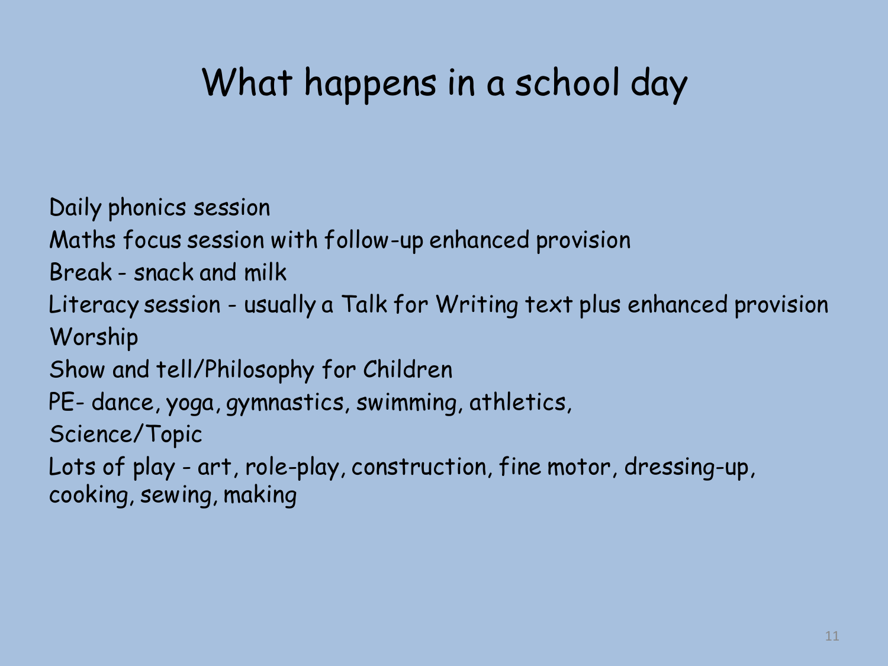# What happens in a school day

Daily phonics session

Maths focus session with follow-up enhanced provision

Break - snack and milk

Literacy session - usually a Talk for Writing text plus enhanced provision

Worship

Show and tell/Philosophy for Children

PE- dance, yoga, gymnastics, swimming, athletics,

Science/Topic

Lots of play - art, role-play, construction, fine motor, dressing-up, cooking, sewing, making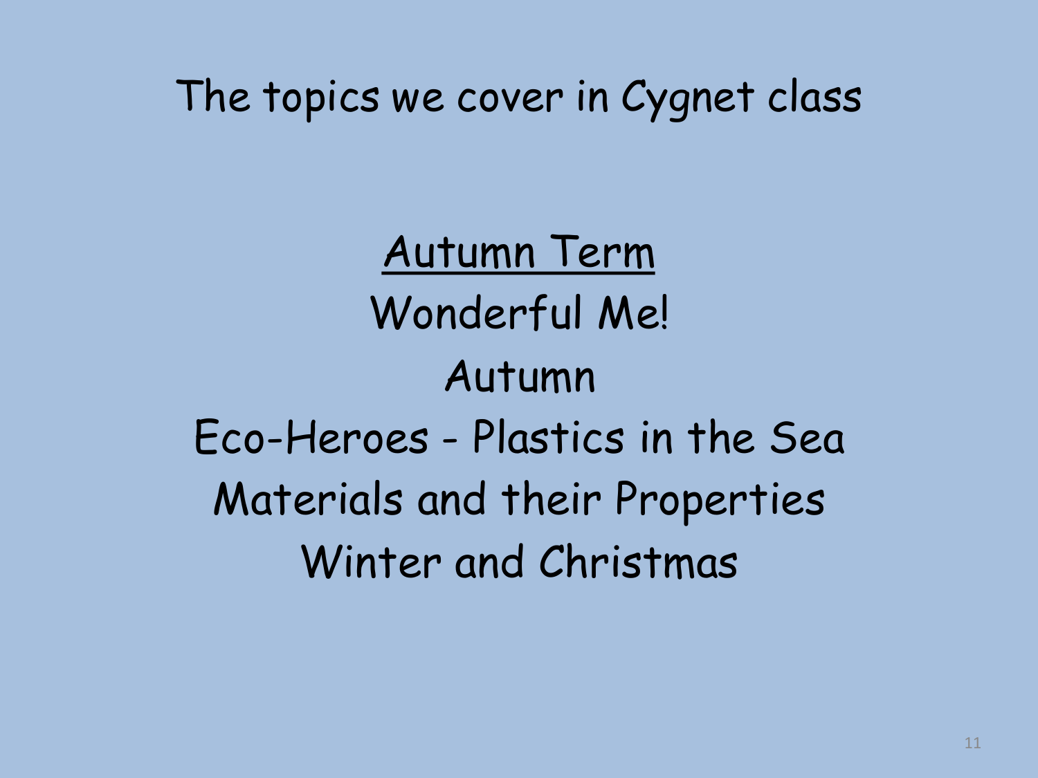# The topics we cover in Cygnet class

## Autumn Term

Wonderful Me!

Autumn

Eco-Heroes - Plastics in the Sea

Materials and their Properties

Winter and Christmas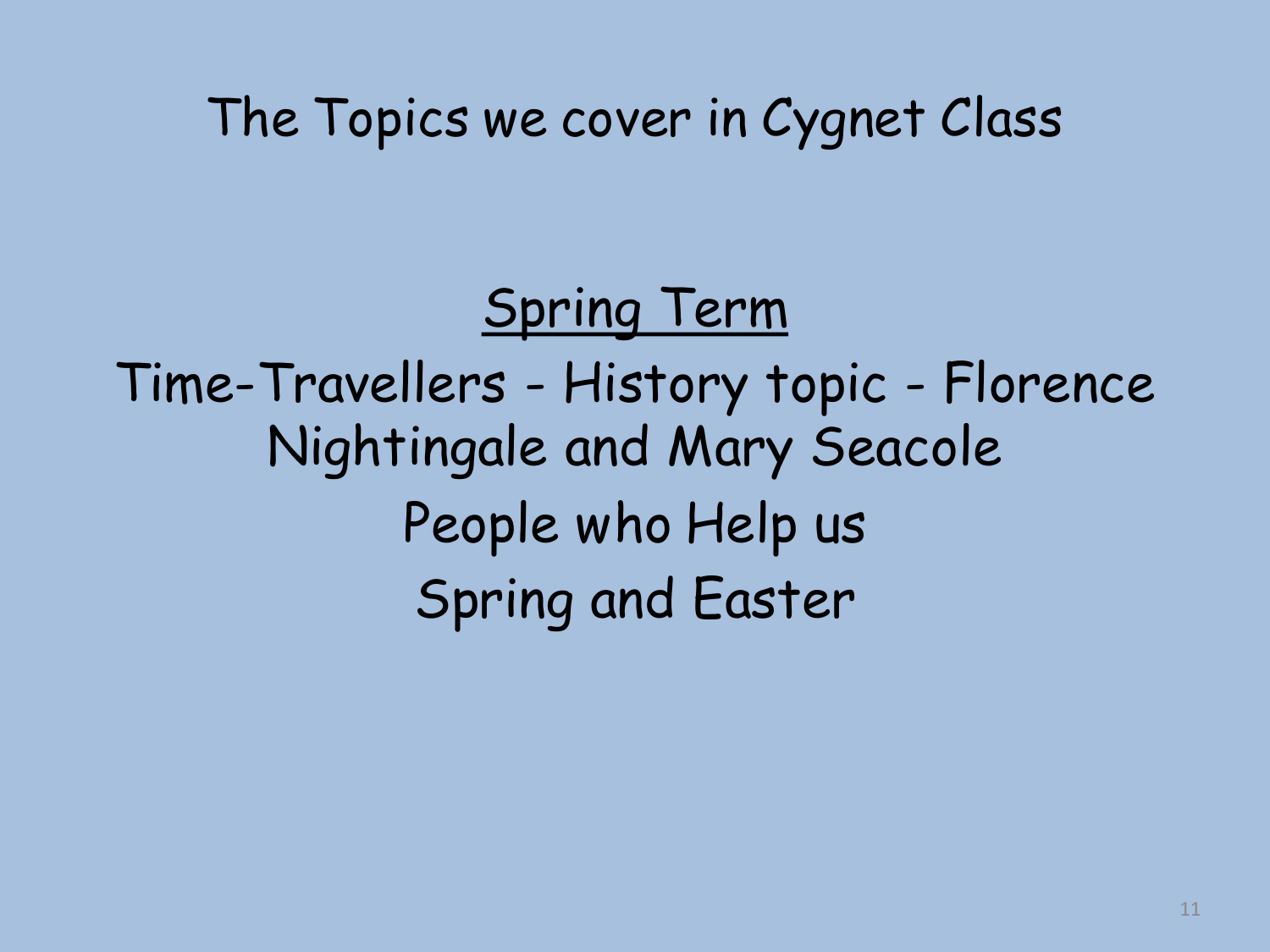# The Topics we cover in Cygnet Class

## Spring Term

Time-Travellers - History topic - Florence Nightingale and Mary Seacole

People who Help us

Spring and Easter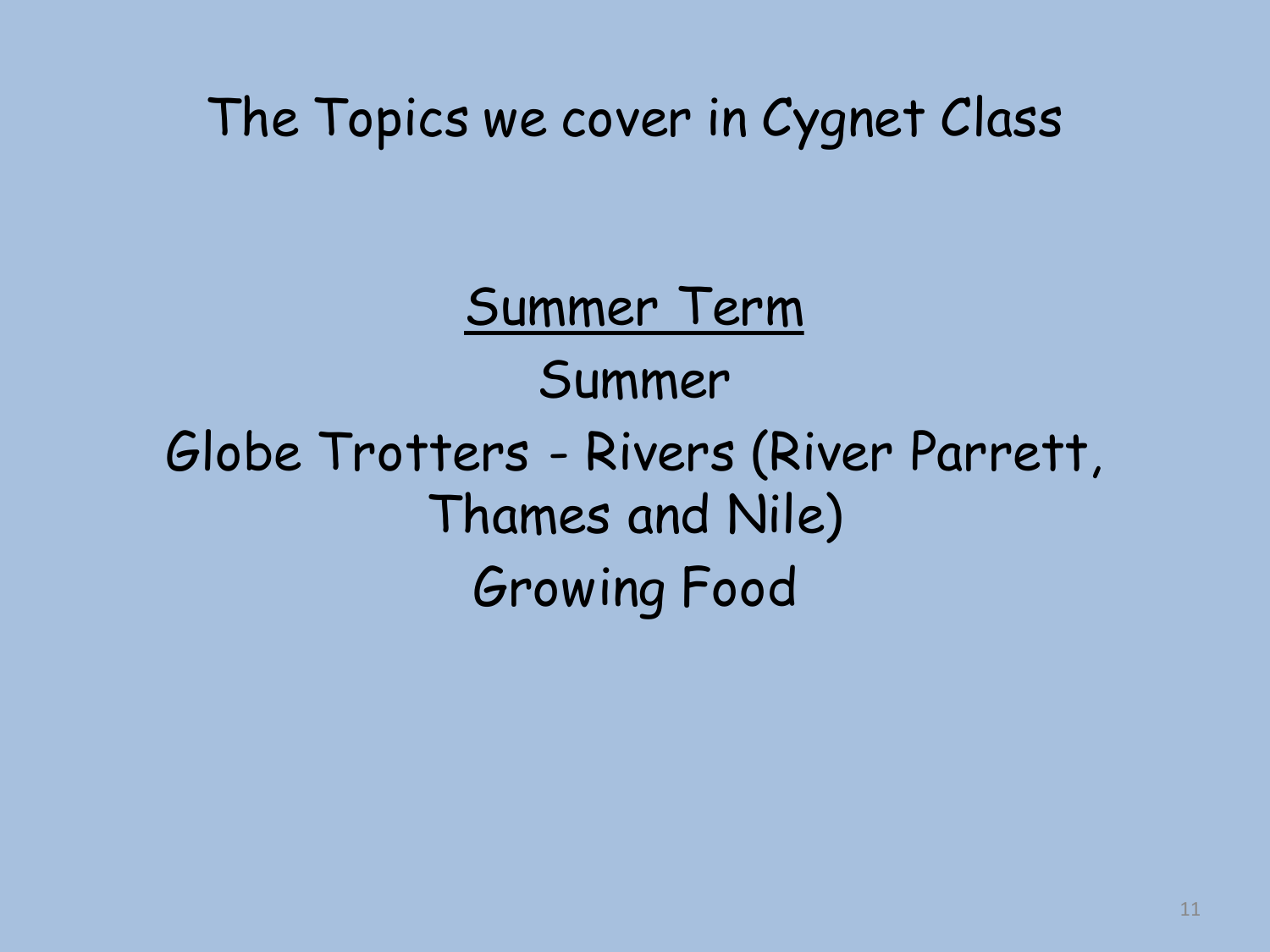# The Topics we cover in Cygnet Class

## Summer Term

Summer

Globe Trotters - Rivers (River Parrett, Thames and Nile)

Growing Food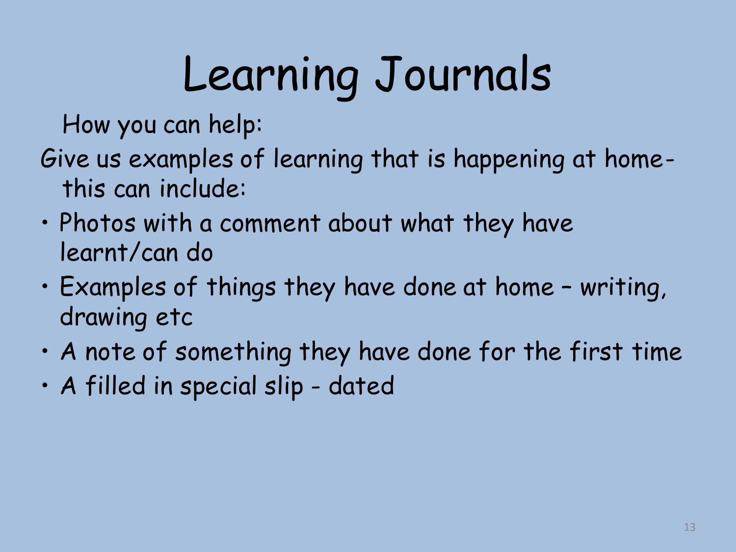# Learning Journals

How you can help:

Give us examples of learning that is happening at home- this can include:

- Photos with a comment about what they have learnt/can do
- Examples of things they have done at home – writing, drawing etc
- A note of something they have done for the first time
- A filled in special slip - dated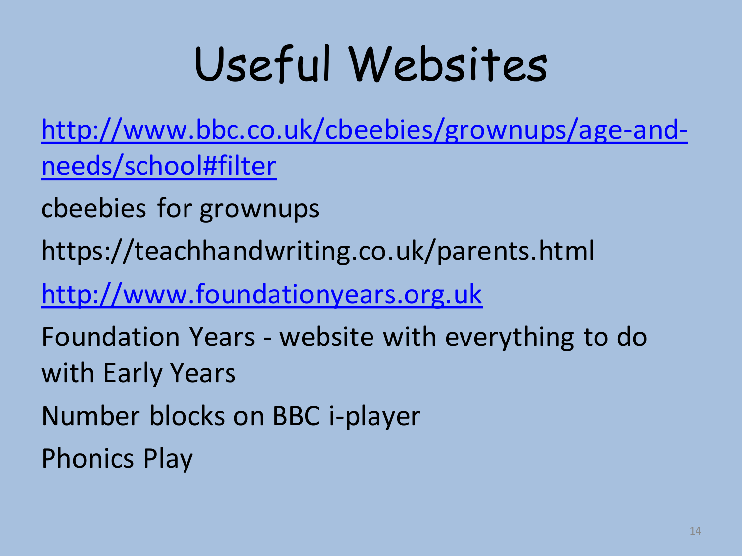# Useful Websites

http://www.bbc.co.uk/cbeebies/grownups/age-and-needs/school#filter

cbeebies for grownups

https://teachhandwriting.co.uk/parents.html

http://www.foundationyears.org.uk

Foundation Years - website with everything to do with Early Years

Number blocks on BBC i-player

Phonics Play